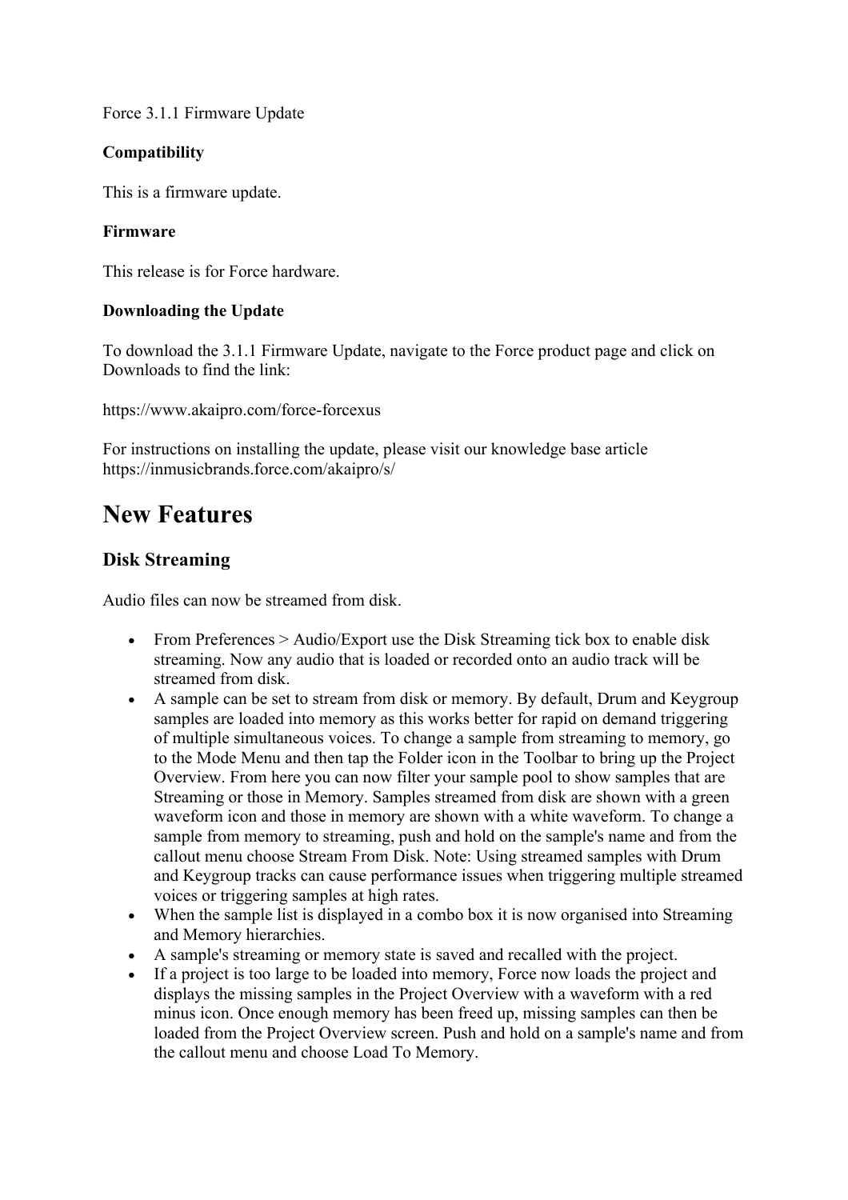Force 3.1.1 Firmware Update

**Compatibility**

This is a firmware update.

**Firmware**

This release is for Force hardware.

**Downloading the Update**

To download the 3.1.1 Firmware Update, navigate to the Force product page and click on Downloads to find the link:

https://www.akaipro.com/force-forcexus

For instructions on installing the update, please visit our knowledge base article https://inmusicbrands.force.com/akaipro/s/

# New Features

## Disk Streaming

Audio files can now be streamed from disk.

- From Preferences > Audio/Export use the Disk Streaming tick box to enable disk streaming. Now any audio that is loaded or recorded onto an audio track will be streamed from disk.
- A sample can be set to stream from disk or memory. By default, Drum and Keygroup samples are loaded into memory as this works better for rapid on demand triggering of multiple simultaneous voices. To change a sample from streaming to memory, go to the Mode Menu and then tap the Folder icon in the Toolbar to bring up the Project Overview. From here you can now filter your sample pool to show samples that are Streaming or those in Memory. Samples streamed from disk are shown with a green waveform icon and those in memory are shown with a white waveform. To change a sample from memory to streaming, push and hold on the sample's name and from the callout menu choose Stream From Disk. Note: Using streamed samples with Drum and Keygroup tracks can cause performance issues when triggering multiple streamed voices or triggering samples at high rates.
- When the sample list is displayed in a combo box it is now organised into Streaming and Memory hierarchies.
- A sample's streaming or memory state is saved and recalled with the project.
- If a project is too large to be loaded into memory, Force now loads the project and displays the missing samples in the Project Overview with a waveform with a red minus icon. Once enough memory has been freed up, missing samples can then be loaded from the Project Overview screen. Push and hold on a sample's name and from the callout menu and choose Load To Memory.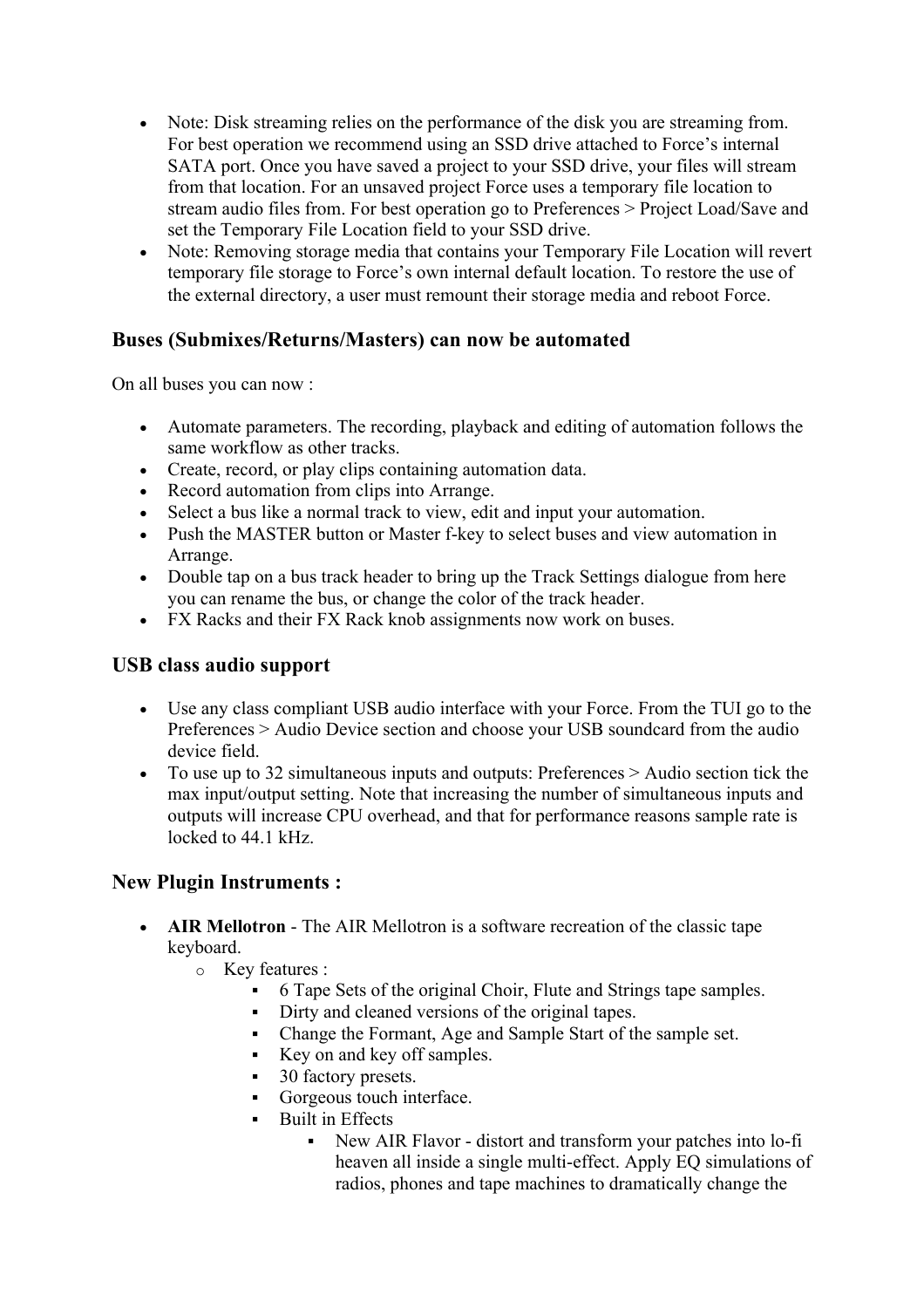- Note: Disk streaming relies on the performance of the disk you are streaming from. For best operation we recommend using an SSD drive attached to Force's internal SATA port. Once you have saved a project to your SSD drive, your files will stream from that location. For an unsaved project Force uses a temporary file location to stream audio files from. For best operation go to Preferences > Project Load/Save and set the Temporary File Location field to your SSD drive.
- Note: Removing storage media that contains your Temporary File Location will revert temporary file storage to Force's own internal default location. To restore the use of the external directory, a user must remount their storage media and reboot Force.

### Buses (Submixes/Returns/Masters) can now be automated

On all buses you can now :

- Automate parameters. The recording, playback and editing of automation follows the same workflow as other tracks.
- Create, record, or play clips containing automation data.
- Record automation from clips into Arrange.
- Select a bus like a normal track to view, edit and input your automation.
- Push the MASTER button or Master f-key to select buses and view automation in Arrange.
- Double tap on a bus track header to bring up the Track Settings dialogue from here you can rename the bus, or change the color of the track header.
- FX Racks and their FX Rack knob assignments now work on buses.

### USB class audio support

- Use any class compliant USB audio interface with your Force. From the TUI go to the Preferences > Audio Device section and choose your USB soundcard from the audio device field.
- To use up to 32 simultaneous inputs and outputs: Preferences > Audio section tick the max input/output setting. Note that increasing the number of simultaneous inputs and outputs will increase CPU overhead, and that for performance reasons sample rate is locked to 44.1 kHz.

### New Plugin Instruments :

- **AIR Mellotron** - The AIR Mellotron is a software recreation of the classic tape keyboard.
  - Key features :
    - 6 Tape Sets of the original Choir, Flute and Strings tape samples.
    - Dirty and cleaned versions of the original tapes.
    - Change the Formant, Age and Sample Start of the sample set.
    - Key on and key off samples.
    - 30 factory presets.
    - Gorgeous touch interface.
    - Built in Effects
      - New AIR Flavor - distort and transform your patches into lo-fi heaven all inside a single multi-effect. Apply EQ simulations of radios, phones and tape machines to dramatically change the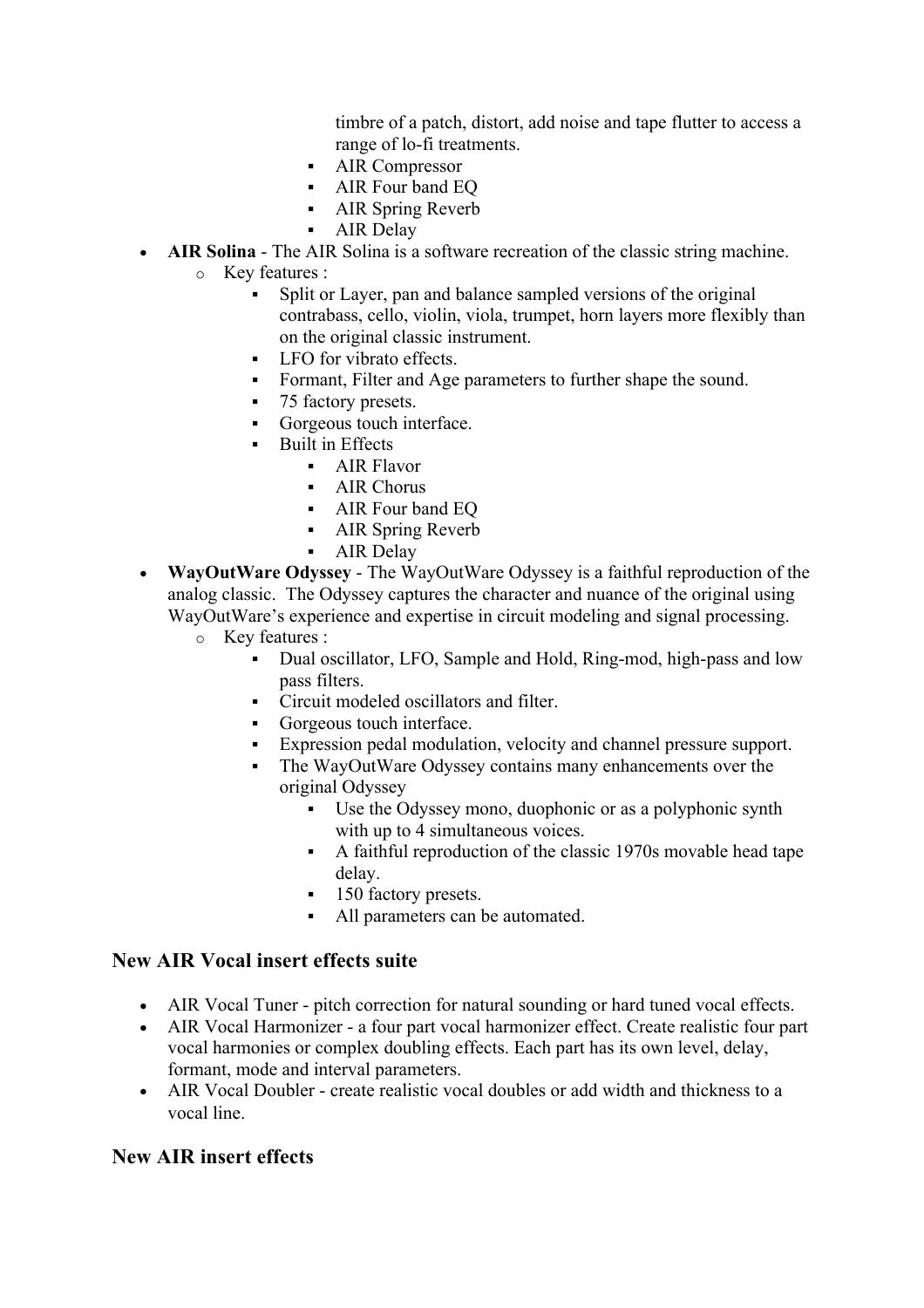- timbre of a patch, distort, add noise and tape flutter to access a range of lo-fi treatments.
        - AIR Compressor
        - AIR Four band EQ
        - AIR Spring Reverb
        - AIR Delay

- **AIR Solina** - The AIR Solina is a software recreation of the classic string machine.
    - Key features :
        - Split or Layer, pan and balance sampled versions of the original contrabass, cello, violin, viola, trumpet, horn layers more flexibly than on the original classic instrument.
        - LFO for vibrato effects.
        - Formant, Filter and Age parameters to further shape the sound.
        - 75 factory presets.
        - Gorgeous touch interface.
        - Built in Effects
            - AIR Flavor
            - AIR Chorus
            - AIR Four band EQ
            - AIR Spring Reverb
            - AIR Delay
- **WayOutWare Odyssey** - The WayOutWare Odyssey is a faithful reproduction of the analog classic. The Odyssey captures the character and nuance of the original using WayOutWare's experience and expertise in circuit modeling and signal processing.
    - Key features :
        - Dual oscillator, LFO, Sample and Hold, Ring-mod, high-pass and low pass filters.
        - Circuit modeled oscillators and filter.
        - Gorgeous touch interface.
        - Expression pedal modulation, velocity and channel pressure support.
        - The WayOutWare Odyssey contains many enhancements over the original Odyssey
            - Use the Odyssey mono, duophonic or as a polyphonic synth with up to 4 simultaneous voices.
            - A faithful reproduction of the classic 1970s movable head tape delay.
            - 150 factory presets.
            - All parameters can be automated.

### New AIR Vocal insert effects suite

- AIR Vocal Tuner - pitch correction for natural sounding or hard tuned vocal effects.
- AIR Vocal Harmonizer - a four part vocal harmonizer effect. Create realistic four part vocal harmonies or complex doubling effects. Each part has its own level, delay, formant, mode and interval parameters.
- AIR Vocal Doubler - create realistic vocal doubles or add width and thickness to a vocal line.

### New AIR insert effects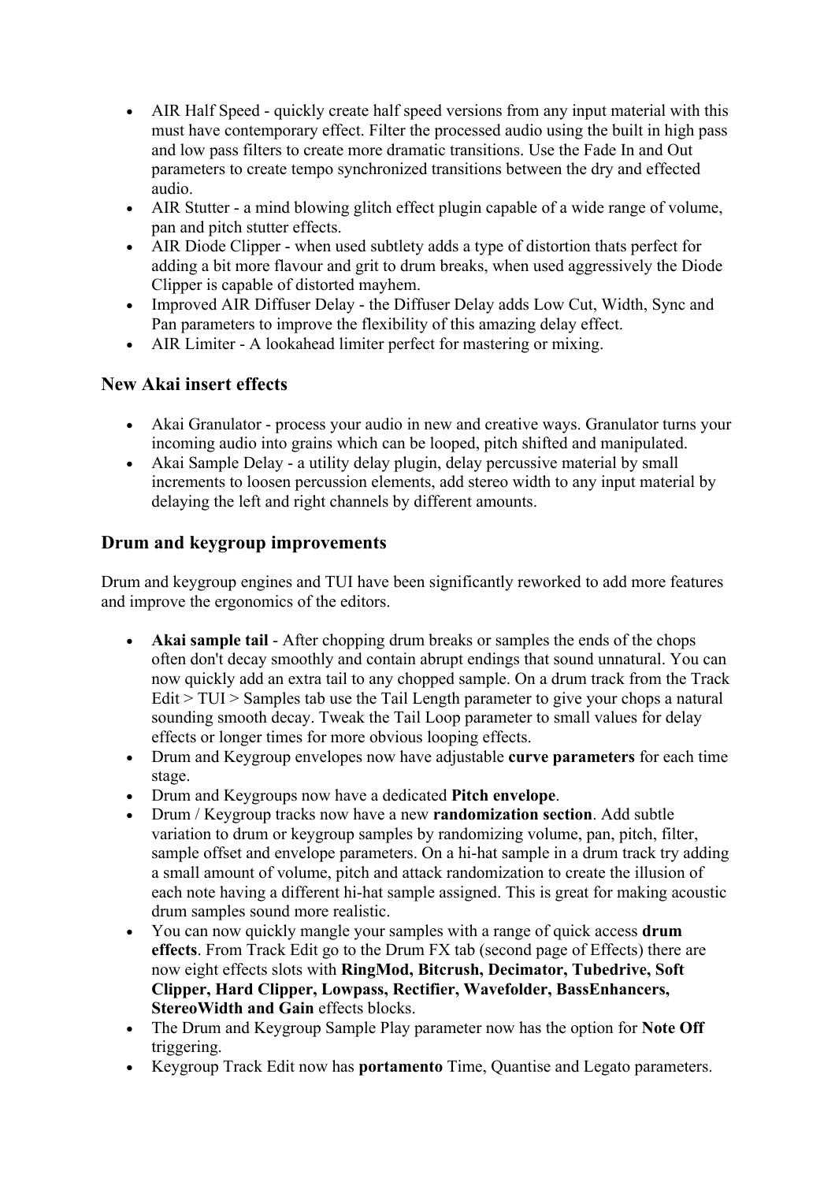- AIR Half Speed - quickly create half speed versions from any input material with this must have contemporary effect. Filter the processed audio using the built in high pass and low pass filters to create more dramatic transitions. Use the Fade In and Out parameters to create tempo synchronized transitions between the dry and effected audio.
- AIR Stutter - a mind blowing glitch effect plugin capable of a wide range of volume, pan and pitch stutter effects.
- AIR Diode Clipper - when used subtlety adds a type of distortion thats perfect for adding a bit more flavour and grit to drum breaks, when used aggressively the Diode Clipper is capable of distorted mayhem.
- Improved AIR Diffuser Delay - the Diffuser Delay adds Low Cut, Width, Sync and Pan parameters to improve the flexibility of this amazing delay effect.
- AIR Limiter - A lookahead limiter perfect for mastering or mixing.

### New Akai insert effects

- Akai Granulator - process your audio in new and creative ways. Granulator turns your incoming audio into grains which can be looped, pitch shifted and manipulated.
- Akai Sample Delay - a utility delay plugin, delay percussive material by small increments to loosen percussion elements, add stereo width to any input material by delaying the left and right channels by different amounts.

### Drum and keygroup improvements

Drum and keygroup engines and TUI have been significantly reworked to add more features and improve the ergonomics of the editors.

- **Akai sample tail** - After chopping drum breaks or samples the ends of the chops often don't decay smoothly and contain abrupt endings that sound unnatural. You can now quickly add an extra tail to any chopped sample. On a drum track from the Track Edit > TUI > Samples tab use the Tail Length parameter to give your chops a natural sounding smooth decay. Tweak the Tail Loop parameter to small values for delay effects or longer times for more obvious looping effects.
- Drum and Keygroup envelopes now have adjustable **curve parameters** for each time stage.
- Drum and Keygroups now have a dedicated **Pitch envelope**.
- Drum / Keygroup tracks now have a new **randomization section**. Add subtle variation to drum or keygroup samples by randomizing volume, pan, pitch, filter, sample offset and envelope parameters. On a hi-hat sample in a drum track try adding a small amount of volume, pitch and attack randomization to create the illusion of each note having a different hi-hat sample assigned. This is great for making acoustic drum samples sound more realistic.
- You can now quickly mangle your samples with a range of quick access **drum effects**. From Track Edit go to the Drum FX tab (second page of Effects) there are now eight effects slots with **RingMod, Bitcrush, Decimator, Tubedrive, Soft Clipper, Hard Clipper, Lowpass, Rectifier, Wavefolder, BassEnhancers, StereoWidth and Gain** effects blocks.
- The Drum and Keygroup Sample Play parameter now has the option for **Note Off** triggering.
- Keygroup Track Edit now has **portamento** Time, Quantise and Legato parameters.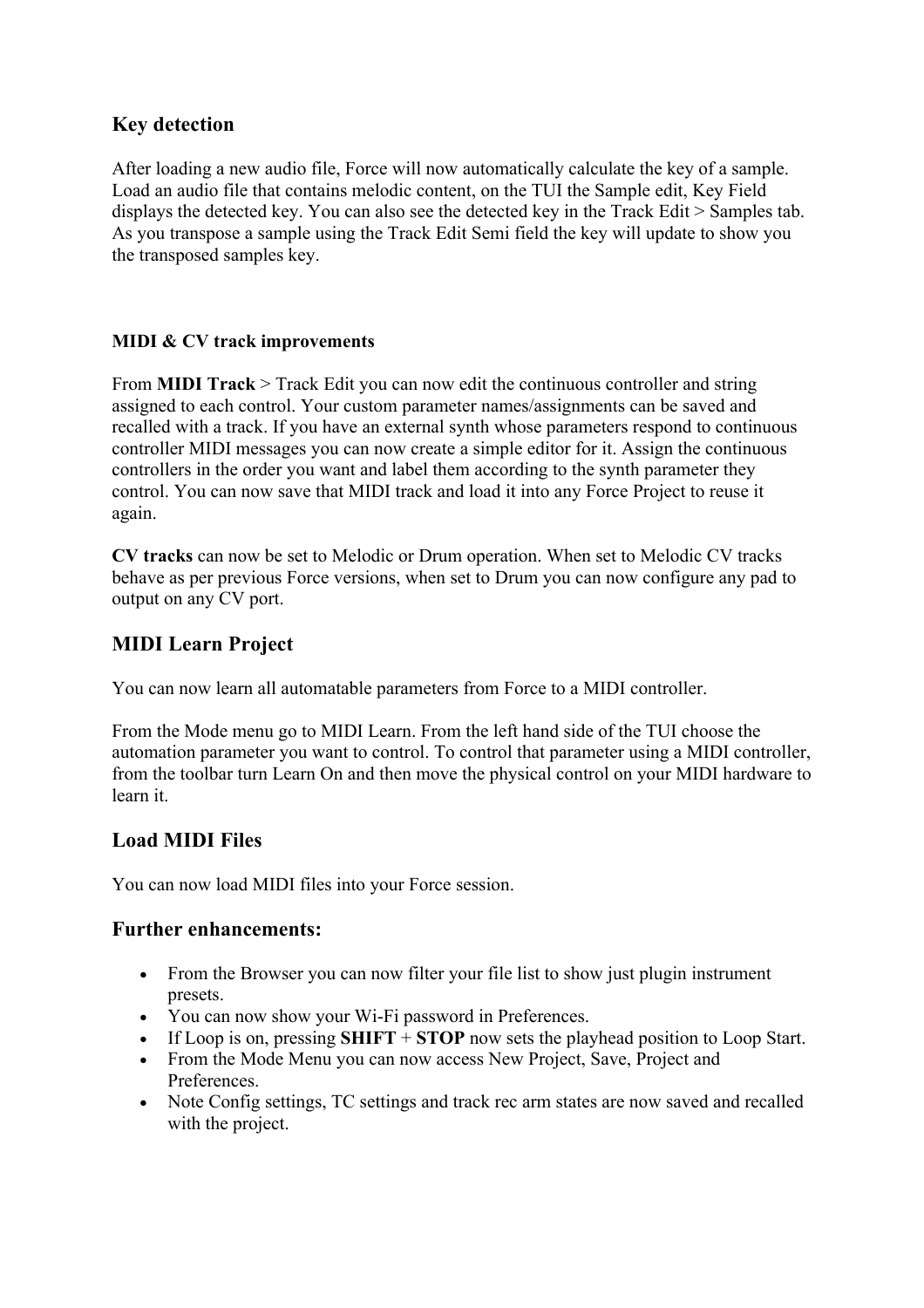## Key detection

After loading a new audio file, Force will now automatically calculate the key of a sample. Load an audio file that contains melodic content, on the TUI the Sample edit, Key Field displays the detected key. You can also see the detected key in the Track Edit > Samples tab. As you transpose a sample using the Track Edit Semi field the key will update to show you the transposed samples key.

### MIDI & CV track improvements

From **MIDI Track** > Track Edit you can now edit the continuous controller and string assigned to each control. Your custom parameter names/assignments can be saved and recalled with a track. If you have an external synth whose parameters respond to continuous controller MIDI messages you can now create a simple editor for it. Assign the continuous controllers in the order you want and label them according to the synth parameter they control. You can now save that MIDI track and load it into any Force Project to reuse it again.

**CV tracks** can now be set to Melodic or Drum operation. When set to Melodic CV tracks behave as per previous Force versions, when set to Drum you can now configure any pad to output on any CV port.

## MIDI Learn Project

You can now learn all automatable parameters from Force to a MIDI controller.

From the Mode menu go to MIDI Learn. From the left hand side of the TUI choose the automation parameter you want to control. To control that parameter using a MIDI controller, from the toolbar turn Learn On and then move the physical control on your MIDI hardware to learn it.

## Load MIDI Files

You can now load MIDI files into your Force session.

## Further enhancements:

- From the Browser you can now filter your file list to show just plugin instrument presets.
- You can now show your Wi-Fi password in Preferences.
- If Loop is on, pressing **SHIFT** + **STOP** now sets the playhead position to Loop Start.
- From the Mode Menu you can now access New Project, Save, Project and Preferences.
- Note Config settings, TC settings and track rec arm states are now saved and recalled with the project.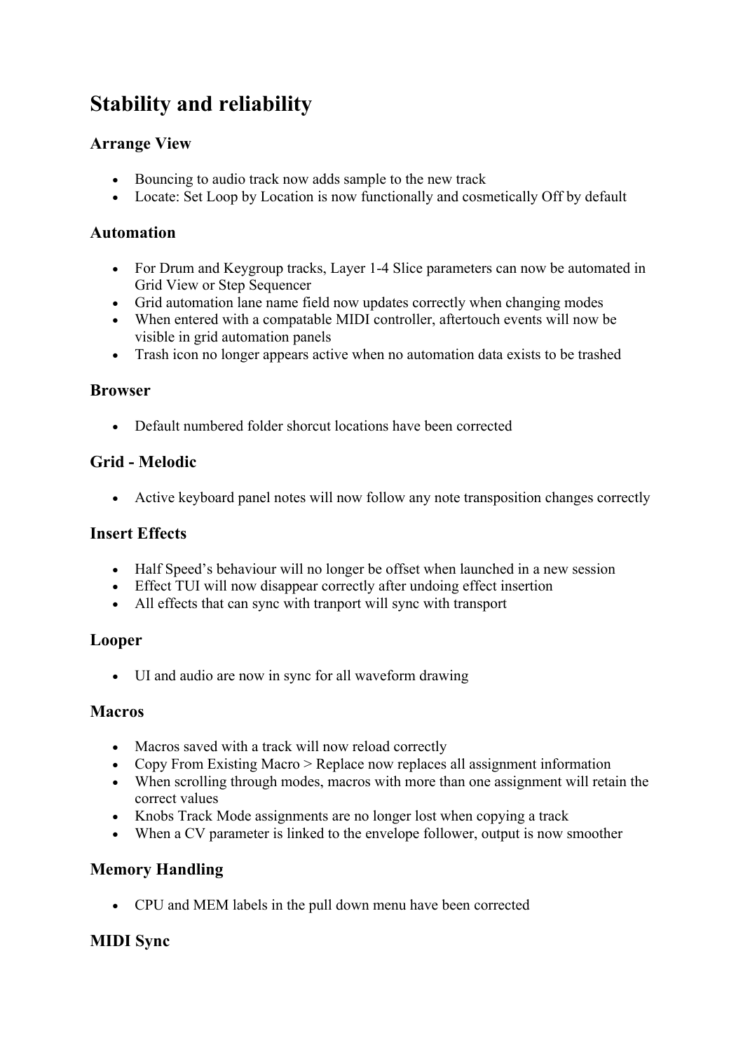# Stability and reliability

## Arrange View

- Bouncing to audio track now adds sample to the new track
- Locate: Set Loop by Location is now functionally and cosmetically Off by default

## Automation

- For Drum and Keygroup tracks, Layer 1-4 Slice parameters can now be automated in Grid View or Step Sequencer
- Grid automation lane name field now updates correctly when changing modes
- When entered with a compatable MIDI controller, aftertouch events will now be visible in grid automation panels
- Trash icon no longer appears active when no automation data exists to be trashed

## Browser

- Default numbered folder shorcut locations have been corrected

## Grid - Melodic

- Active keyboard panel notes will now follow any note transposition changes correctly

## Insert Effects

- Half Speed's behaviour will no longer be offset when launched in a new session
- Effect TUI will now disappear correctly after undoing effect insertion
- All effects that can sync with tranport will sync with transport

## Looper

- UI and audio are now in sync for all waveform drawing

## Macros

- Macros saved with a track will now reload correctly
- Copy From Existing Macro > Replace now replaces all assignment information
- When scrolling through modes, macros with more than one assignment will retain the correct values
- Knobs Track Mode assignments are no longer lost when copying a track
- When a CV parameter is linked to the envelope follower, output is now smoother

## Memory Handling

- CPU and MEM labels in the pull down menu have been corrected

## MIDI Sync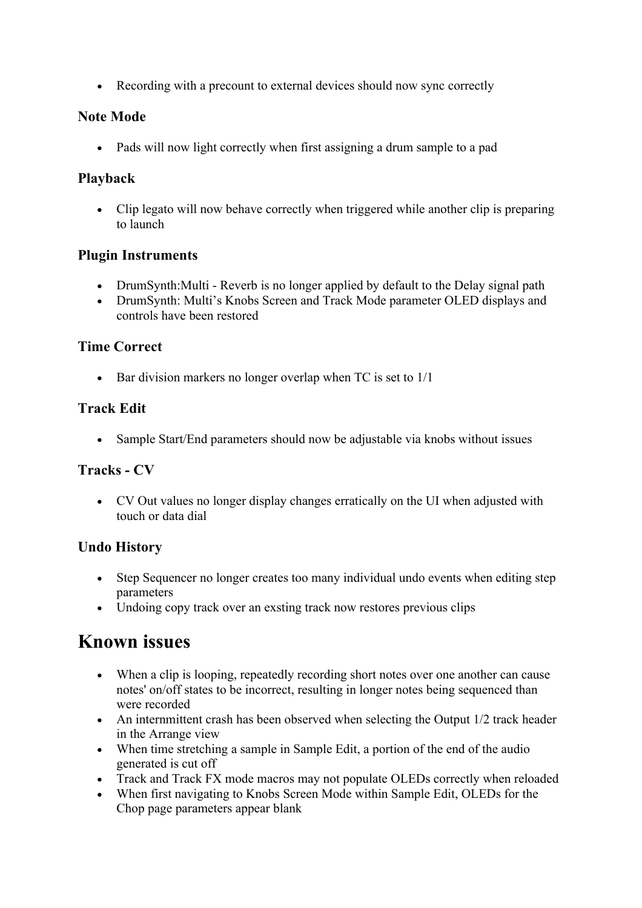- Recording with a precount to external devices should now sync correctly

### Note Mode

- Pads will now light correctly when first assigning a drum sample to a pad

### Playback

- Clip legato will now behave correctly when triggered while another clip is preparing to launch

### Plugin Instruments

- DrumSynth:Multi - Reverb is no longer applied by default to the Delay signal path
- DrumSynth: Multi's Knobs Screen and Track Mode parameter OLED displays and controls have been restored

### Time Correct

- Bar division markers no longer overlap when TC is set to 1/1

### Track Edit

- Sample Start/End parameters should now be adjustable via knobs without issues

### Tracks - CV

- CV Out values no longer display changes erratically on the UI when adjusted with touch or data dial

### Undo History

- Step Sequencer no longer creates too many individual undo events when editing step parameters
- Undoing copy track over an exsting track now restores previous clips

## Known issues

- When a clip is looping, repeatedly recording short notes over one another can cause notes' on/off states to be incorrect, resulting in longer notes being sequenced than were recorded
- An internmittent crash has been observed when selecting the Output 1/2 track header in the Arrange view
- When time stretching a sample in Sample Edit, a portion of the end of the audio generated is cut off
- Track and Track FX mode macros may not populate OLEDs correctly when reloaded
- When first navigating to Knobs Screen Mode within Sample Edit, OLEDs for the Chop page parameters appear blank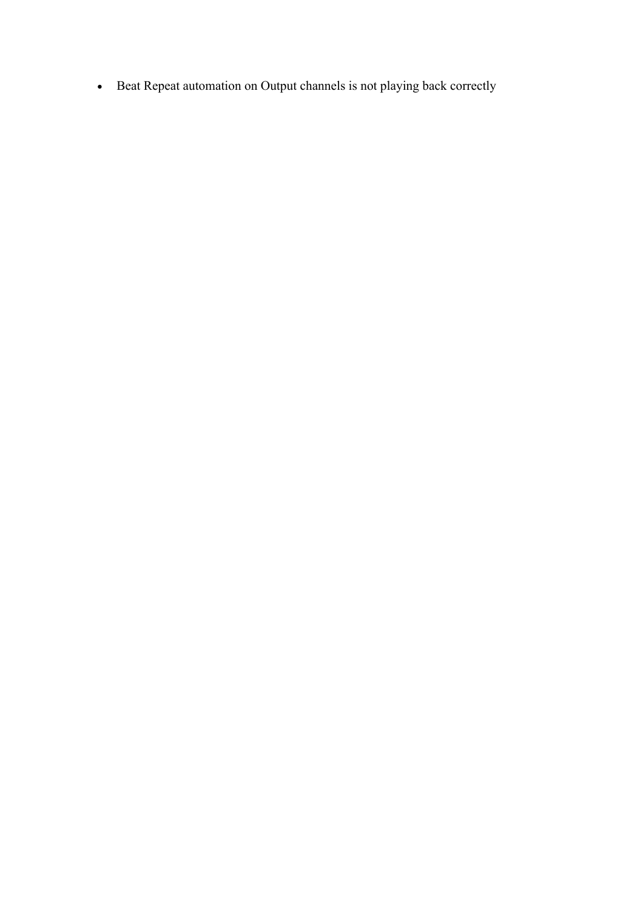- Beat Repeat automation on Output channels is not playing back correctly